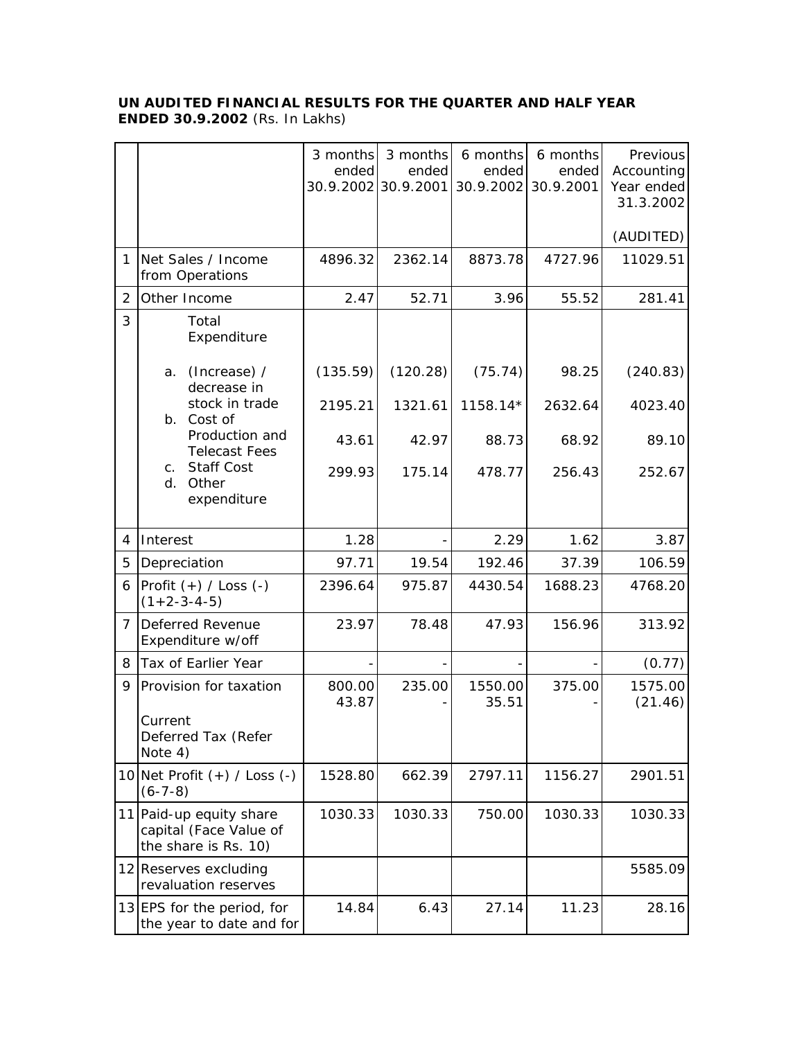**UN AUDITED FINANCIAL RESULTS FOR THE QUARTER AND HALF YEAR ENDED 30.9.2002** (Rs. In Lakhs)

| | | 3 months ended 30.9.2002 | 3 months ended 30.9.2001 | 6 months ended 30.9.2002 | 6 months ended 30.9.2001 | Previous Accounting Year ended 31.3.2002 (AUDITED) |
|---|---|---|---|---|---|---|
| 1 | Net Sales / Income from Operations | 4896.32 | 2362.14 | 8873.78 | 4727.96 | 11029.51 |
| 2 | Other Income | 2.47 | 52.71 | 3.96 | 55.52 | 281.41 |
| 3 | Total Expenditure | | | | | |
| | a. (Increase) / decrease in stock in trade | (135.59) | (120.28) | (75.74) | 98.25 | (240.83) |
| | b. Cost of Production and Telecast Fees | 2195.21 | 1321.61 | 1158.14* | 2632.64 | 4023.40 |
| | c. Staff Cost | 43.61 | 42.97 | 88.73 | 68.92 | 89.10 |
| | d. Other expenditure | 299.93 | 175.14 | 478.77 | 256.43 | 252.67 |
| 4 | Interest | 1.28 | - | 2.29 | 1.62 | 3.87 |
| 5 | Depreciation | 97.71 | 19.54 | 192.46 | 37.39 | 106.59 |
| 6 | Profit (+) / Loss (-) (1+2-3-4-5) | 2396.64 | 975.87 | 4430.54 | 1688.23 | 4768.20 |
| 7 | Deferred Revenue Expenditure w/off | 23.97 | 78.48 | 47.93 | 156.96 | 313.92 |
| 8 | Tax of Earlier Year | - | - | - | - | (0.77) |
| 9 | Provision for taxation | | | | | |
| | Current | 800.00 | 235.00 | 1550.00 | 375.00 | 1575.00 |
| | Deferred Tax (Refer Note 4) | 43.87 | - | 35.51 | - | (21.46) |
| 10 | Net Profit (+) / Loss (-) (6-7-8) | 1528.80 | 662.39 | 2797.11 | 1156.27 | 2901.51 |
| 11 | Paid-up equity share capital (Face Value of the share is Rs. 10) | 1030.33 | 1030.33 | 750.00 | 1030.33 | 1030.33 |
| 12 | Reserves excluding revaluation reserves | | | | | 5585.09 |
| 13 | EPS for the period, for the year to date and for | 14.84 | 6.43 | 27.14 | 11.23 | 28.16 |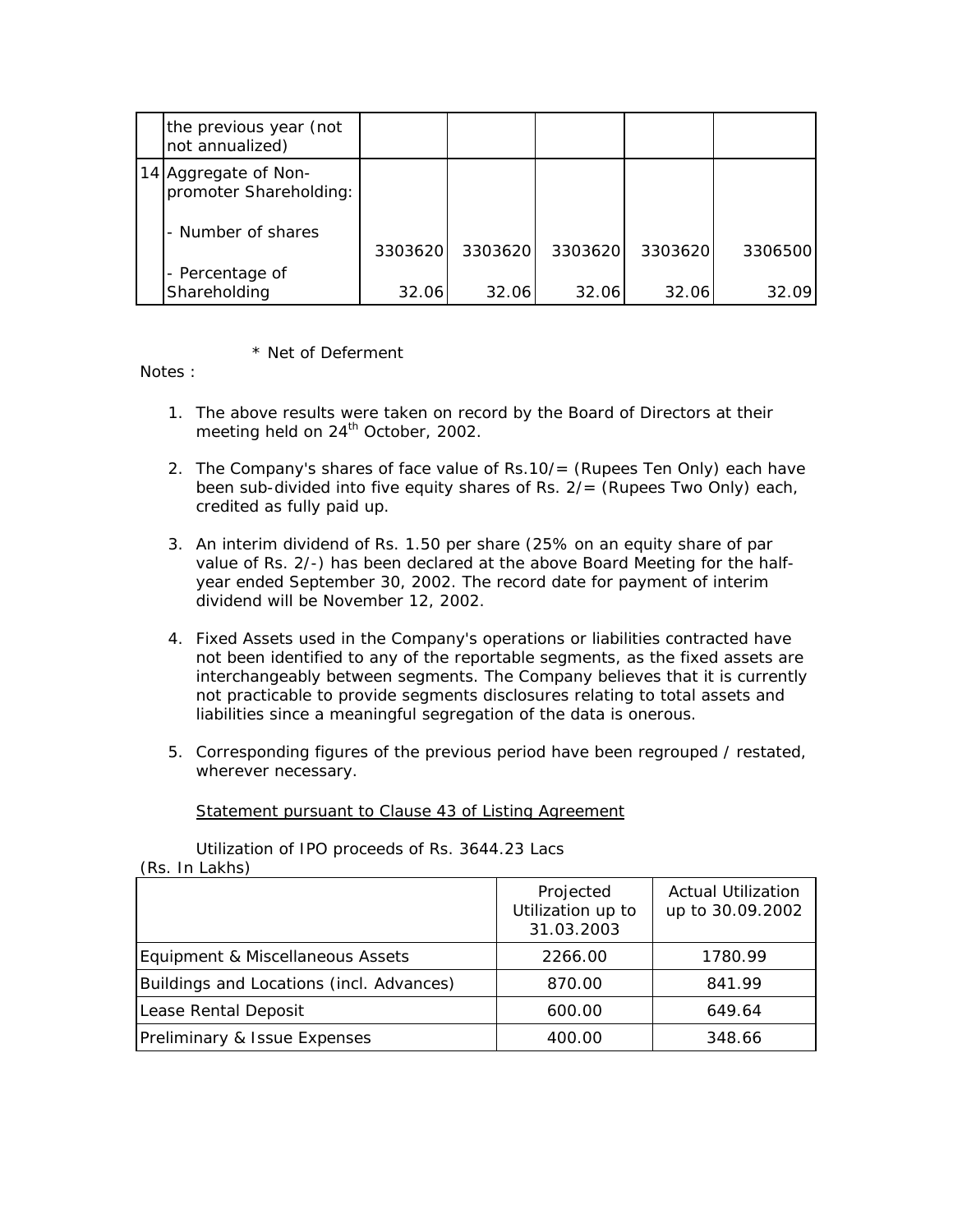|  | the previous year (not not annualized) |  |  |  |  |  |
|---|---|---|---|---|---|---|
| 14 | Aggregate of Non-promoter Shareholding: |  |  |  |  |  |
|  | - Number of shares | 3303620 | 3303620 | 3303620 | 3303620 | 3306500 |
|  | - Percentage of Shareholding | 32.06 | 32.06 | 32.06 | 32.06 | 32.09 |

\* Net of Deferment

Notes :

1. The above results were taken on record by the Board of Directors at their meeting held on 24th October, 2002.

2. The Company's shares of face value of Rs.10/= (Rupees Ten Only) each have been sub-divided into five equity shares of Rs. 2/= (Rupees Two Only) each, credited as fully paid up.

3. An interim dividend of Rs. 1.50 per share (25% on an equity share of par value of Rs. 2/-) has been declared at the above Board Meeting for the half-year ended September 30, 2002. The record date for payment of interim dividend will be November 12, 2002.

4. Fixed Assets used in the Company's operations or liabilities contracted have not been identified to any of the reportable segments, as the fixed assets are interchangeably between segments. The Company believes that it is currently not practicable to provide segments disclosures relating to total assets and liabilities since a meaningful segregation of the data is onerous.

5. Corresponding figures of the previous period have been regrouped / restated, wherever necessary.

Statement pursuant to Clause 43 of Listing Agreement

Utilization of IPO proceeds of Rs. 3644.23 Lacs

(Rs. In Lakhs)

|  | Projected Utilization up to 31.03.2003 | Actual Utilization up to 30.09.2002 |
|---|---|---|
| Equipment & Miscellaneous Assets | 2266.00 | 1780.99 |
| Buildings and Locations (incl. Advances) | 870.00 | 841.99 |
| Lease Rental Deposit | 600.00 | 649.64 |
| Preliminary & Issue Expenses | 400.00 | 348.66 |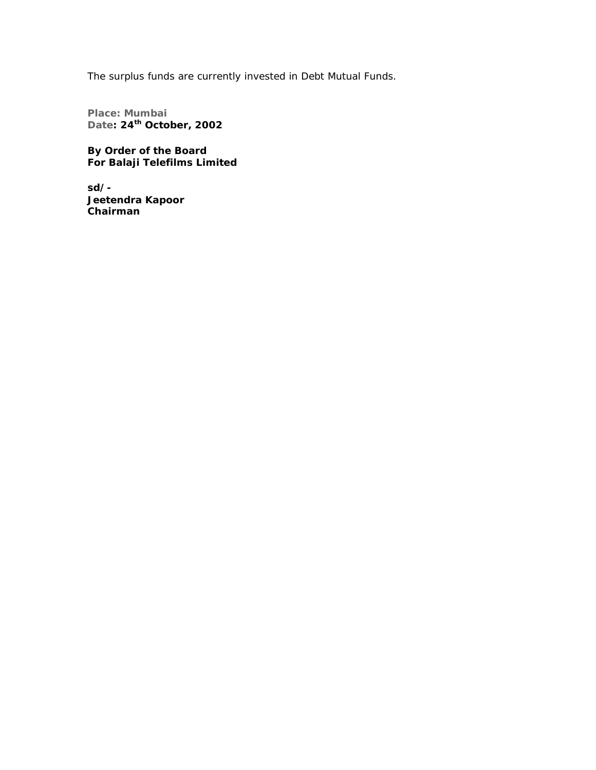The surplus funds are currently invested in Debt Mutual Funds.

**Place: Mumbai**
**Date: 24th October, 2002**

**By Order of the Board**
**For Balaji Telefilms Limited**

**sd/-**
**Jeetendra Kapoor**
**Chairman**